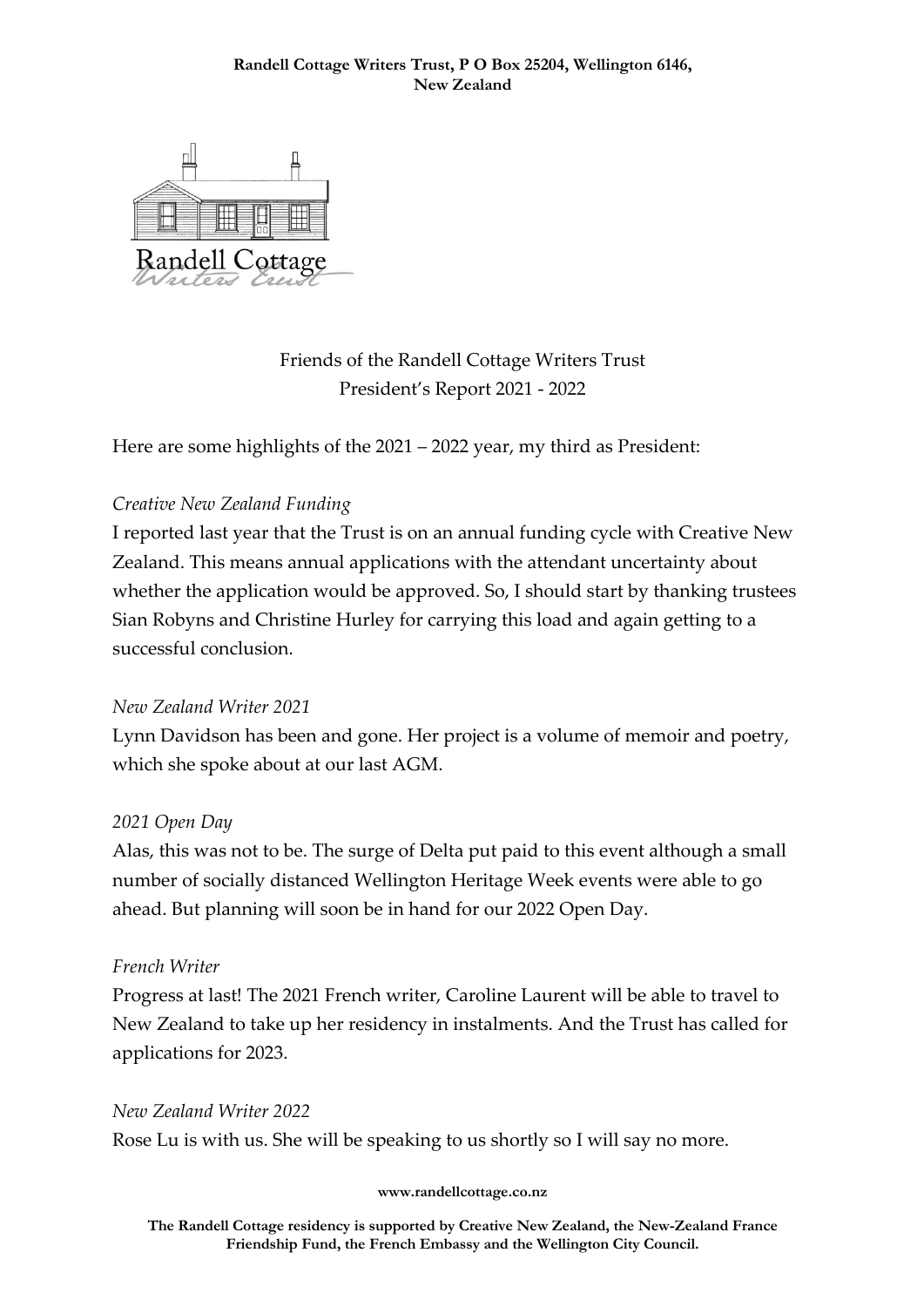**Randell Cottage Writers Trust, P O Box 25204, Wellington 6146, New Zealand**

Randell Cottage
Writers Trust

Friends of the Randell Cottage Writers Trust
President's Report 2021 - 2022

Here are some highlights of the 2021 – 2022 year, my third as President:

*Creative New Zealand Funding*

I reported last year that the Trust is on an annual funding cycle with Creative New Zealand. This means annual applications with the attendant uncertainty about whether the application would be approved. So, I should start by thanking trustees Sian Robyns and Christine Hurley for carrying this load and again getting to a successful conclusion.

*New Zealand Writer 2021*

Lynn Davidson has been and gone. Her project is a volume of memoir and poetry, which she spoke about at our last AGM.

*2021 Open Day*

Alas, this was not to be. The surge of Delta put paid to this event although a small number of socially distanced Wellington Heritage Week events were able to go ahead. But planning will soon be in hand for our 2022 Open Day.

*French Writer*

Progress at last! The 2021 French writer, Caroline Laurent will be able to travel to New Zealand to take up her residency in instalments. And the Trust has called for applications for 2023.

*New Zealand Writer 2022*

Rose Lu is with us. She will be speaking to us shortly so I will say no more.

**www.randellcottage.co.nz**

**The Randell Cottage residency is supported by Creative New Zealand, the New-Zealand France Friendship Fund, the French Embassy and the Wellington City Council.**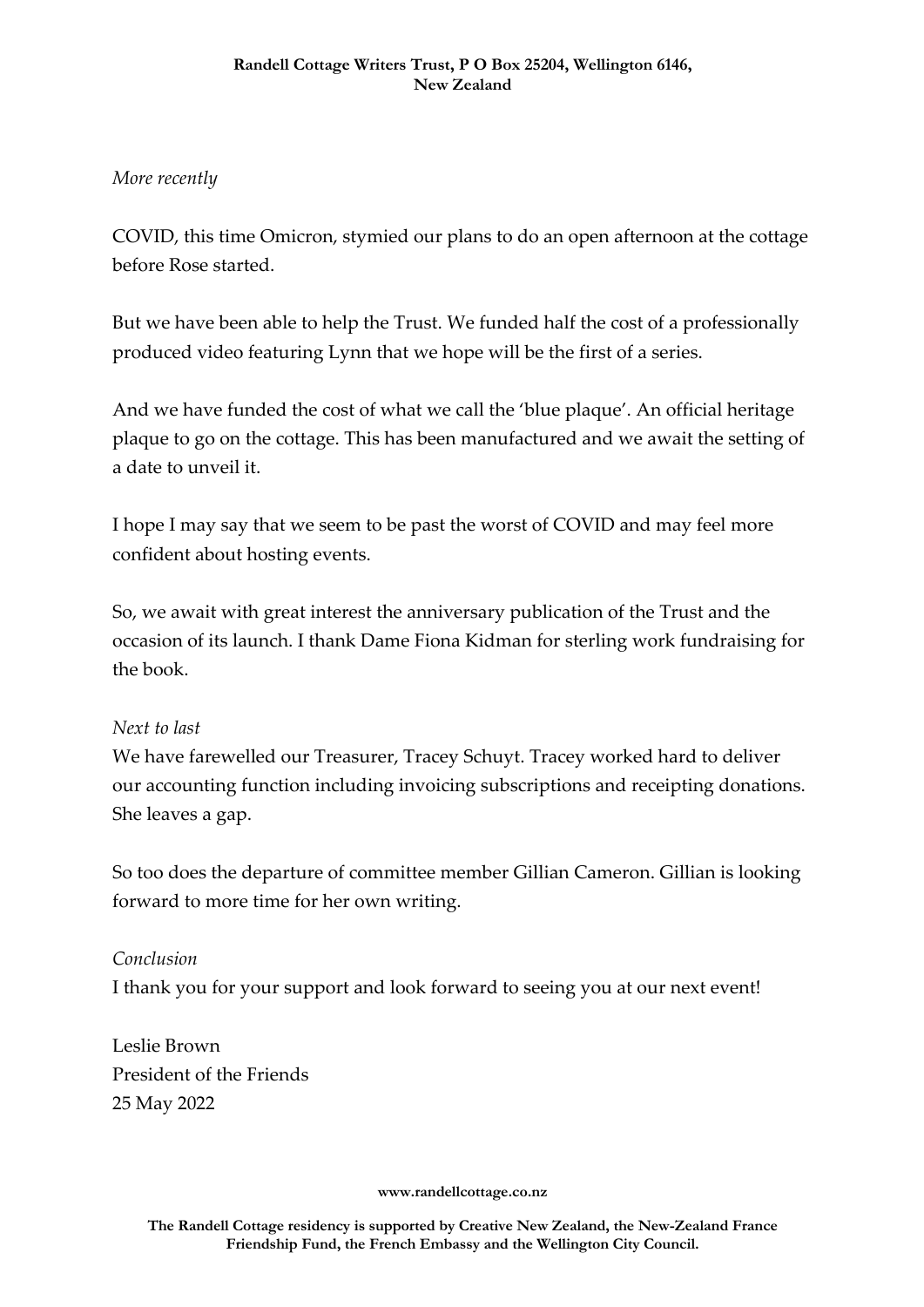*More recently*

COVID, this time Omicron, stymied our plans to do an open afternoon at the cottage before Rose started.

But we have been able to help the Trust. We funded half the cost of a professionally produced video featuring Lynn that we hope will be the first of a series.

And we have funded the cost of what we call the 'blue plaque'. An official heritage plaque to go on the cottage. This has been manufactured and we await the setting of a date to unveil it.

I hope I may say that we seem to be past the worst of COVID and may feel more confident about hosting events.

So, we await with great interest the anniversary publication of the Trust and the occasion of its launch. I thank Dame Fiona Kidman for sterling work fundraising for the book.

*Next to last*

We have farewelled our Treasurer, Tracey Schuyt. Tracey worked hard to deliver our accounting function including invoicing subscriptions and receipting donations. She leaves a gap.

So too does the departure of committee member Gillian Cameron. Gillian is looking forward to more time for her own writing.

*Conclusion*

I thank you for your support and look forward to seeing you at our next event!

Leslie Brown
President of the Friends
25 May 2022